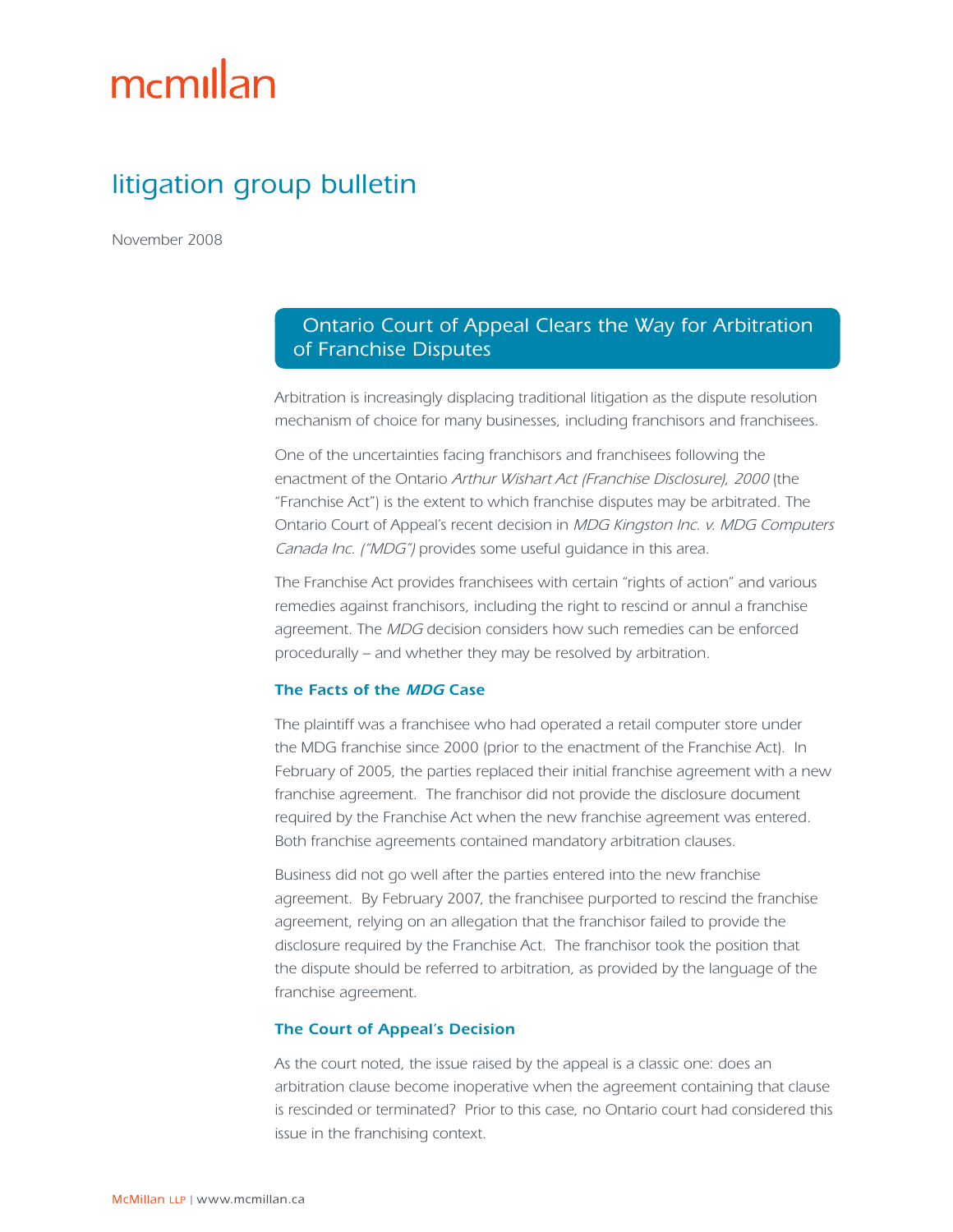# mcmillan

## litigation group bulletin

November 2008

### Ontario Court of Appeal Clears the Way for Arbitration of Franchise Disputes

Arbitration is increasingly displacing traditional litigation as the dispute resolution mechanism of choice for many businesses, including franchisors and franchisees.

One of the uncertainties facing franchisors and franchisees following the enactment of the Ontario *Arthur Wishart Act (Franchise Disclosure), 2000* (the "Franchise Act") is the extent to which franchise disputes may be arbitrated. The Ontario Court of Appeal's recent decision in *MDG Kingston Inc. v. MDG Computers Canada Inc. ("MDG")* provides some useful guidance in this area.

The Franchise Act provides franchisees with certain "rights of action" and various remedies against franchisors, including the right to rescind or annul a franchise agreement. The *MDG* decision considers how such remedies can be enforced procedurally – and whether they may be resolved by arbitration.

#### The Facts of the *MDG* Case

The plaintiff was a franchisee who had operated a retail computer store under the MDG franchise since 2000 (prior to the enactment of the Franchise Act). In February of 2005, the parties replaced their initial franchise agreement with a new franchise agreement. The franchisor did not provide the disclosure document required by the Franchise Act when the new franchise agreement was entered. Both franchise agreements contained mandatory arbitration clauses.

Business did not go well after the parties entered into the new franchise agreement. By February 2007, the franchisee purported to rescind the franchise agreement, relying on an allegation that the franchisor failed to provide the disclosure required by the Franchise Act. The franchisor took the position that the dispute should be referred to arbitration, as provided by the language of the franchise agreement.

#### The Court of Appeal's Decision

As the court noted, the issue raised by the appeal is a classic one: does an arbitration clause become inoperative when the agreement containing that clause is rescinded or terminated? Prior to this case, no Ontario court had considered this issue in the franchising context.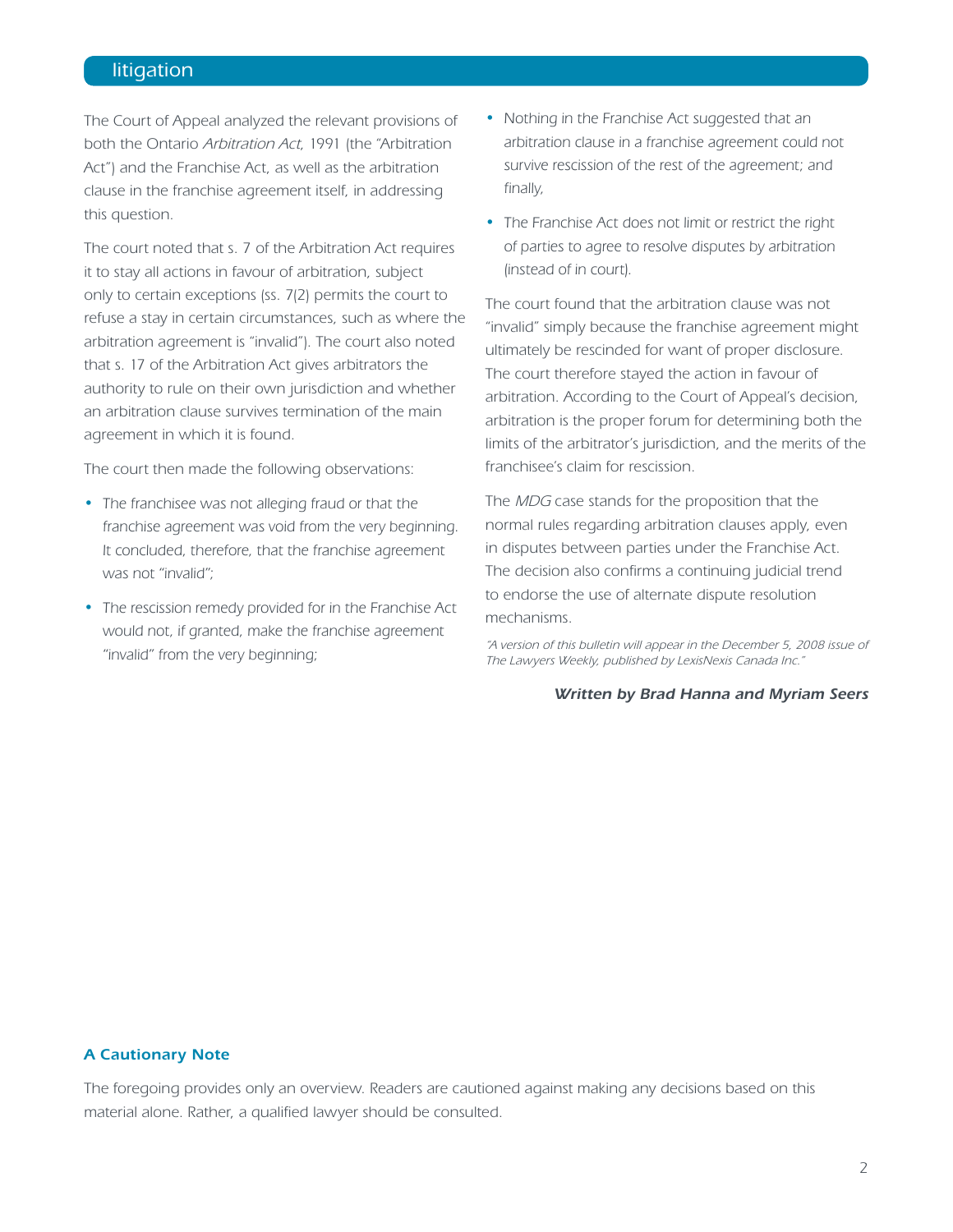The Court of Appeal analyzed the relevant provisions of both the Ontario *Arbitration Act*, 1991 (the "Arbitration Act") and the Franchise Act, as well as the arbitration clause in the franchise agreement itself, in addressing this question.

The court noted that s. 7 of the Arbitration Act requires it to stay all actions in favour of arbitration, subject only to certain exceptions (ss. 7(2) permits the court to refuse a stay in certain circumstances, such as where the arbitration agreement is "invalid"). The court also noted that s. 17 of the Arbitration Act gives arbitrators the authority to rule on their own jurisdiction and whether an arbitration clause survives termination of the main agreement in which it is found.

The court then made the following observations:

- *The franchisee was not alleging fraud or that the franchise agreement was void from the very beginning. It concluded, therefore, that the franchise agreement was not "invalid";*
- *The rescission remedy provided for in the Franchise Act would not, if granted, make the franchise agreement "invalid" from the very beginning;*
- *Nothing in the Franchise Act suggested that an arbitration clause in a franchise agreement could not survive rescission of the rest of the agreement; and finally,*
- *The Franchise Act does not limit or restrict the right of parties to agree to resolve disputes by arbitration (instead of in court).*

The court found that the arbitration clause was not "invalid" simply because the franchise agreement might ultimately be rescinded for want of proper disclosure. The court therefore stayed the action in favour of arbitration. According to the Court of Appeal's decision, arbitration is the proper forum for determining both the limits of the arbitrator's jurisdiction, and the merits of the franchisee's claim for rescission.

The *MDG* case stands for the proposition that the normal rules regarding arbitration clauses apply, even in disputes between parties under the Franchise Act. The decision also confirms a continuing judicial trend to endorse the use of alternate dispute resolution mechanisms.

*"A version of this bulletin will appear in the December 5, 2008 issue of The Lawyers Weekly, published by LexisNexis Canada Inc."*

***Written by Brad Hanna and Myriam Seers***

### A Cautionary Note

The foregoing provides only an overview. Readers are cautioned against making any decisions based on this material alone. Rather, a qualified lawyer should be consulted.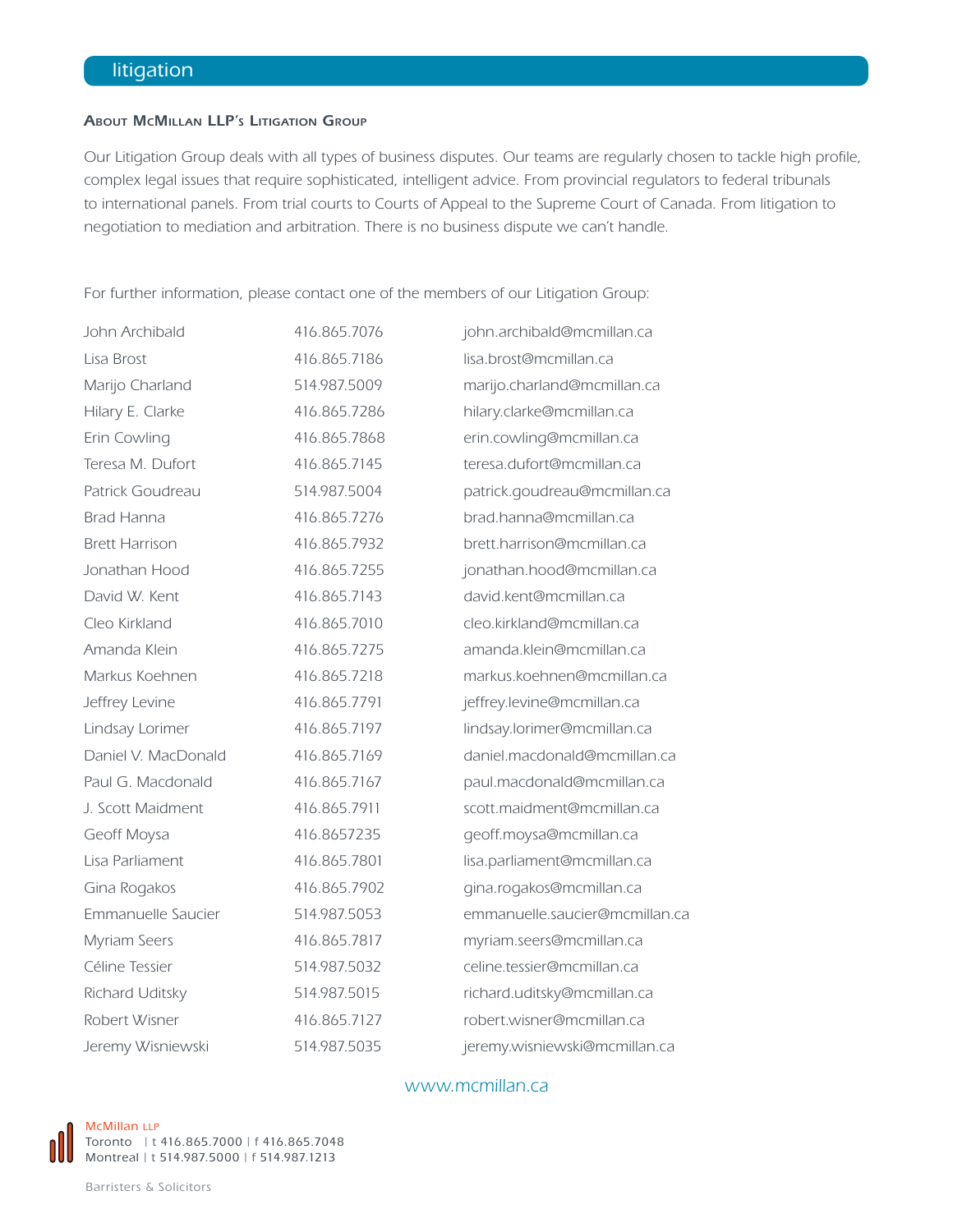# litigation

### About McMillan LLP's Litigation Group

Our Litigation Group deals with all types of business disputes. Our teams are regularly chosen to tackle high profile, complex legal issues that require sophisticated, intelligent advice. From provincial regulators to federal tribunals to international panels. From trial courts to Courts of Appeal to the Supreme Court of Canada. From litigation to negotiation to mediation and arbitration. There is no business dispute we can't handle.

For further information, please contact one of the members of our Litigation Group:

| | | |
|---|---|---|
| John Archibald | 416.865.7076 | john.archibald@mcmillan.ca |
| Lisa Brost | 416.865.7186 | lisa.brost@mcmillan.ca |
| Marijo Charland | 514.987.5009 | marijo.charland@mcmillan.ca |
| Hilary E. Clarke | 416.865.7286 | hilary.clarke@mcmillan.ca |
| Erin Cowling | 416.865.7868 | erin.cowling@mcmillan.ca |
| Teresa M. Dufort | 416.865.7145 | teresa.dufort@mcmillan.ca |
| Patrick Goudreau | 514.987.5004 | patrick.goudreau@mcmillan.ca |
| Brad Hanna | 416.865.7276 | brad.hanna@mcmillan.ca |
| Brett Harrison | 416.865.7932 | brett.harrison@mcmillan.ca |
| Jonathan Hood | 416.865.7255 | jonathan.hood@mcmillan.ca |
| David W. Kent | 416.865.7143 | david.kent@mcmillan.ca |
| Cleo Kirkland | 416.865.7010 | cleo.kirkland@mcmillan.ca |
| Amanda Klein | 416.865.7275 | amanda.klein@mcmillan.ca |
| Markus Koehnen | 416.865.7218 | markus.koehnen@mcmillan.ca |
| Jeffrey Levine | 416.865.7791 | jeffrey.levine@mcmillan.ca |
| Lindsay Lorimer | 416.865.7197 | lindsay.lorimer@mcmillan.ca |
| Daniel V. MacDonald | 416.865.7169 | daniel.macdonald@mcmillan.ca |
| Paul G. Macdonald | 416.865.7167 | paul.macdonald@mcmillan.ca |
| J. Scott Maidment | 416.865.7911 | scott.maidment@mcmillan.ca |
| Geoff Moysa | 416.8657235 | geoff.moysa@mcmillan.ca |
| Lisa Parliament | 416.865.7801 | lisa.parliament@mcmillan.ca |
| Gina Rogakos | 416.865.7902 | gina.rogakos@mcmillan.ca |
| Emmanuelle Saucier | 514.987.5053 | emmanuelle.saucier@mcmillan.ca |
| Myriam Seers | 416.865.7817 | myriam.seers@mcmillan.ca |
| Céline Tessier | 514.987.5032 | celine.tessier@mcmillan.ca |
| Richard Uditsky | 514.987.5015 | richard.uditsky@mcmillan.ca |
| Robert Wisner | 416.865.7127 | robert.wisner@mcmillan.ca |
| Jeremy Wisniewski | 514.987.5035 | jeremy.wisniewski@mcmillan.ca |

www.mcmillan.ca

McMillan LLP
Toronto | t 416.865.7000 | f 416.865.7048
Montreal | t 514.987.5000 | f 514.987.1213

Barristers & Solicitors